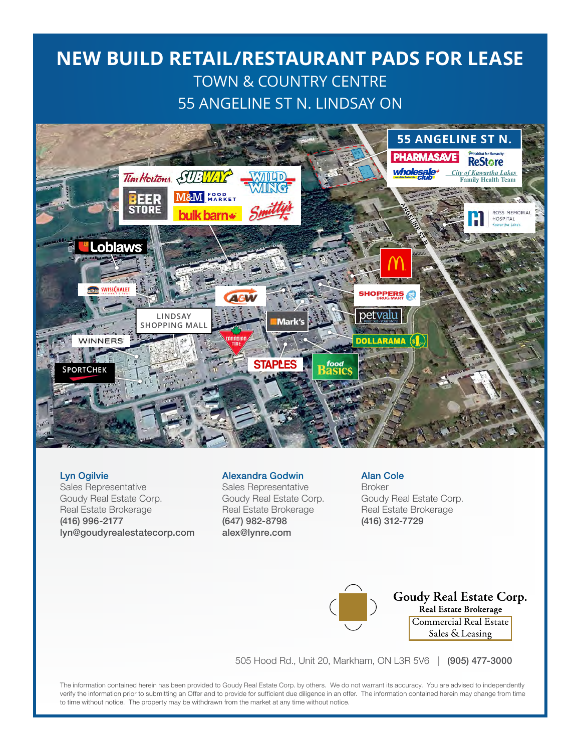# NEW BUILD RETAIL/RESTAURANT PADS FOR LEASE

## TOWN & COUNTRY CENTRE

## 55 ANGELINE ST N. LINDSAY ON

**Lyn Ogilvie**
Sales Representative
Goudy Real Estate Corp.
Real Estate Brokerage
**(416) 996-2177**
**lyn@goudyrealestatecorp.com**

**Alexandra Godwin**
Sales Representative
Goudy Real Estate Corp.
Real Estate Brokerage
**(647) 982-8798**
**alex@lynre.com**

**Alan Cole**
Broker
Goudy Real Estate Corp.
Real Estate Brokerage
**(416) 312-7729**

**Goudy Real Estate Corp.**
**Real Estate Brokerage**
Commercial Real Estate
Sales & Leasing

505 Hood Rd., Unit 20, Markham, ON L3R 5V6 | **(905) 477-3000**

The information contained herein has been provided to Goudy Real Estate Corp. by others. We do not warrant its accuracy. You are advised to independently verify the information prior to submitting an Offer and to provide for sufficient due diligence in an offer. The information contained herein may change from time to time without notice. The property may be withdrawn from the market at any time without notice.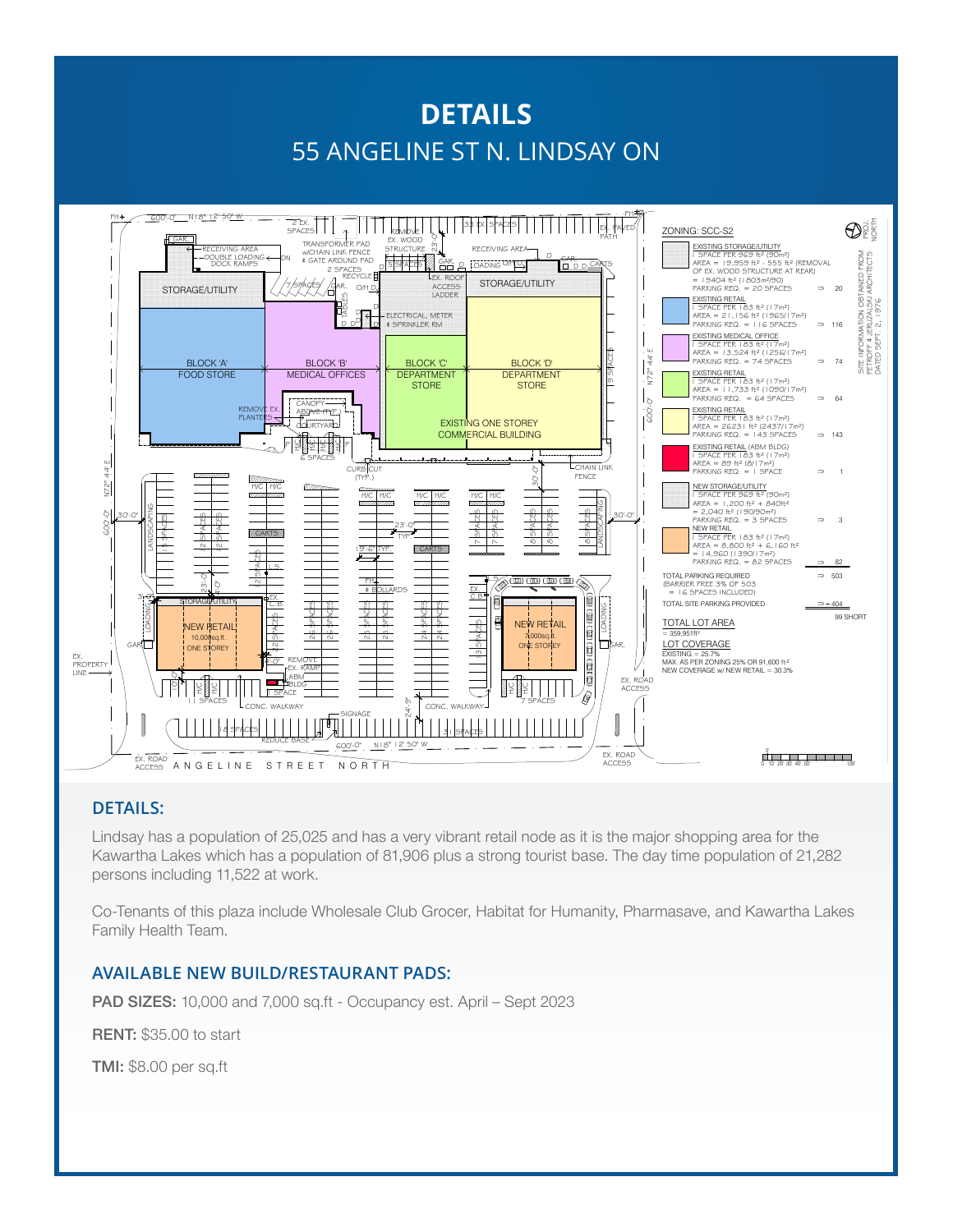# DETAILS

## 55 ANGELINE ST N. LINDSAY ON

### DETAILS:

Lindsay has a population of 25,025 and has a very vibrant retail node as it is the major shopping area for the Kawartha Lakes which has a population of 81,906 plus a strong tourist base. The day time population of 21,282 persons including 11,522 at work.

Co-Tenants of this plaza include Wholesale Club Grocer, Habitat for Humanity, Pharmasave, and Kawartha Lakes Family Health Team.

### AVAILABLE NEW BUILD/RESTAURANT PADS:

**PAD SIZES:** 10,000 and 7,000 sq.ft - Occupancy est. April – Sept 2023

**RENT:** $35.00 to start

**TMI:** $8.00 per sq.ft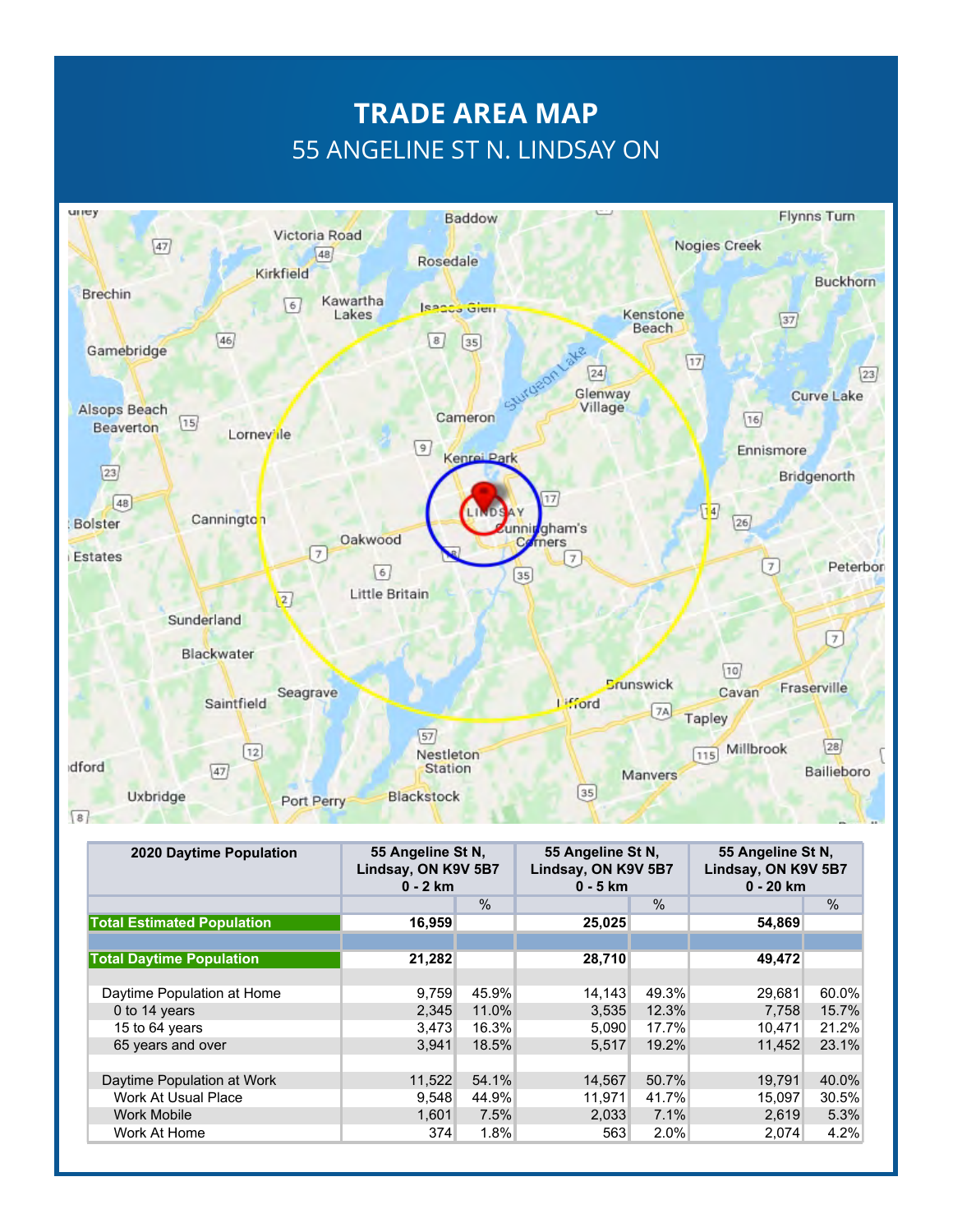# TRADE AREA MAP

## 55 ANGELINE ST N. LINDSAY ON

| 2020 Daytime Population | 55 Angeline St N, Lindsay, ON K9V 5B7 0 - 2 km | | 55 Angeline St N, Lindsay, ON K9V 5B7 0 - 5 km | | 55 Angeline St N, Lindsay, ON K9V 5B7 0 - 20 km | |
|---|---|---|---|---|---|---|
| | | % | | % | | % |
| **Total Estimated Population** | **16,959** | | **25,025** | | **54,869** | |
| | | | | | | |
| **Total Daytime Population** | **21,282** | | **28,710** | | **49,472** | |
| | | | | | | |
| Daytime Population at Home | 9,759 | 45.9% | 14,143 | 49.3% | 29,681 | 60.0% |
| 0 to 14 years | 2,345 | 11.0% | 3,535 | 12.3% | 7,758 | 15.7% |
| 15 to 64 years | 3,473 | 16.3% | 5,090 | 17.7% | 10,471 | 21.2% |
| 65 years and over | 3,941 | 18.5% | 5,517 | 19.2% | 11,452 | 23.1% |
| | | | | | | |
| Daytime Population at Work | 11,522 | 54.1% | 14,567 | 50.7% | 19,791 | 40.0% |
| Work At Usual Place | 9,548 | 44.9% | 11,971 | 41.7% | 15,097 | 30.5% |
| Work Mobile | 1,601 | 7.5% | 2,033 | 7.1% | 2,619 | 5.3% |
| Work At Home | 374 | 1.8% | 563 | 2.0% | 2,074 | 4.2% |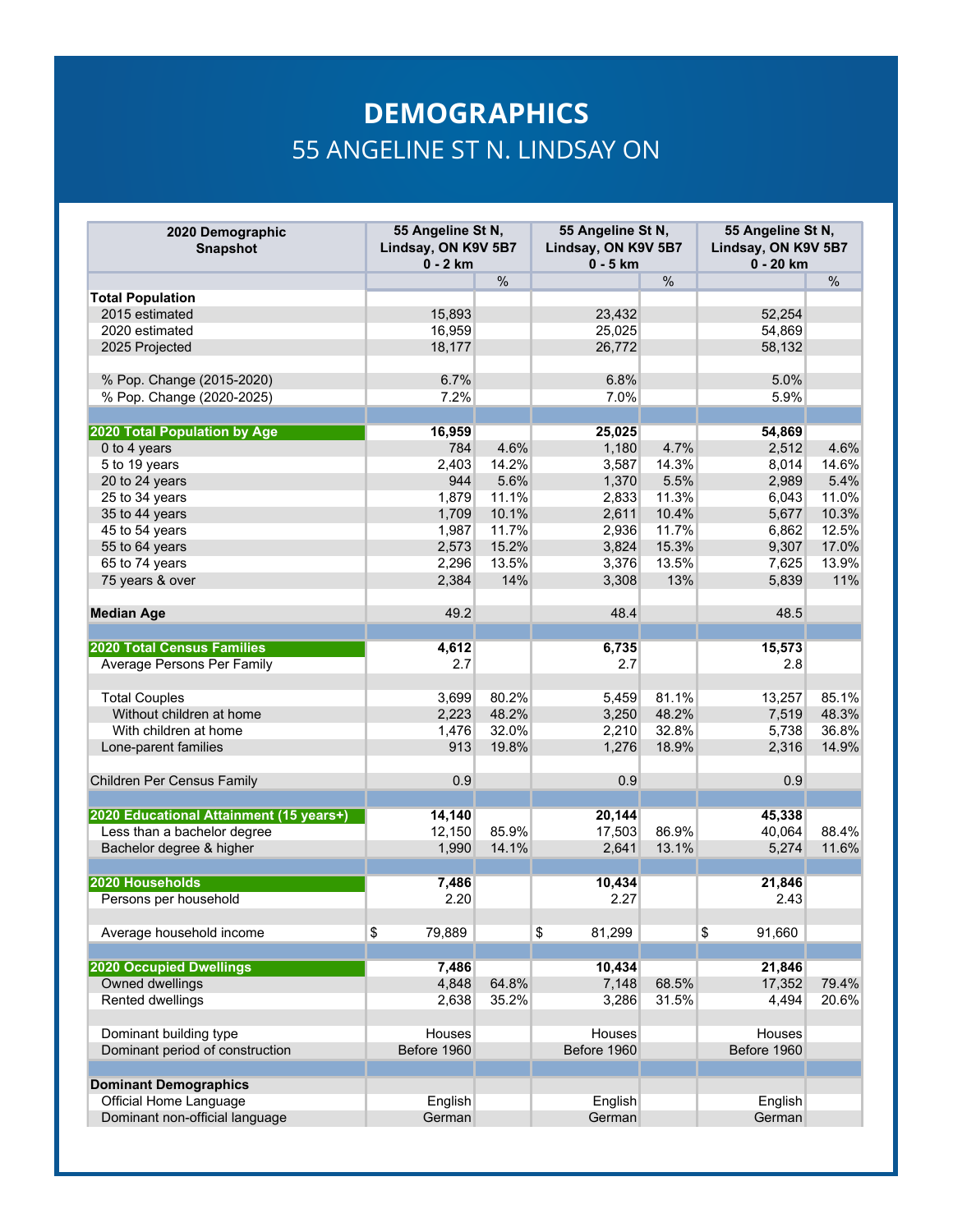# DEMOGRAPHICS

## 55 ANGELINE ST N. LINDSAY ON

| 2020 Demographic Snapshot | 55 Angeline St N, Lindsay, ON K9V 5B7 0 - 2 km | | 55 Angeline St N, Lindsay, ON K9V 5B7 0 - 5 km | | 55 Angeline St N, Lindsay, ON K9V 5B7 0 - 20 km | |
|---|---|---|---|---|---|---|
| | | % | | % | | % |
| **Total Population** | | | | | | |
| 2015 estimated | 15,893 | | 23,432 | | 52,254 | |
| 2020 estimated | 16,959 | | 25,025 | | 54,869 | |
| 2025 Projected | 18,177 | | 26,772 | | 58,132 | |
| | | | | | | |
| % Pop. Change (2015-2020) | 6.7% | | 6.8% | | 5.0% | |
| % Pop. Change (2020-2025) | 7.2% | | 7.0% | | 5.9% | |
| | | | | | | |
| **2020 Total Population by Age** | **16,959** | | **25,025** | | **54,869** | |
| 0 to 4 years | 784 | 4.6% | 1,180 | 4.7% | 2,512 | 4.6% |
| 5 to 19 years | 2,403 | 14.2% | 3,587 | 14.3% | 8,014 | 14.6% |
| 20 to 24 years | 944 | 5.6% | 1,370 | 5.5% | 2,989 | 5.4% |
| 25 to 34 years | 1,879 | 11.1% | 2,833 | 11.3% | 6,043 | 11.0% |
| 35 to 44 years | 1,709 | 10.1% | 2,611 | 10.4% | 5,677 | 10.3% |
| 45 to 54 years | 1,987 | 11.7% | 2,936 | 11.7% | 6,862 | 12.5% |
| 55 to 64 years | 2,573 | 15.2% | 3,824 | 15.3% | 9,307 | 17.0% |
| 65 to 74 years | 2,296 | 13.5% | 3,376 | 13.5% | 7,625 | 13.9% |
| 75 years & over | 2,384 | 14% | 3,308 | 13% | 5,839 | 11% |
| | | | | | | |
| **Median Age** | 49.2 | | 48.4 | | 48.5 | |
| | | | | | | |
| **2020 Total Census Families** | **4,612** | | **6,735** | | **15,573** | |
| Average Persons Per Family | 2.7 | | 2.7 | | 2.8 | |
| | | | | | | |
| Total Couples | 3,699 | 80.2% | 5,459 | 81.1% | 13,257 | 85.1% |
| Without children at home | 2,223 | 48.2% | 3,250 | 48.2% | 7,519 | 48.3% |
| With children at home | 1,476 | 32.0% | 2,210 | 32.8% | 5,738 | 36.8% |
| Lone-parent families | 913 | 19.8% | 1,276 | 18.9% | 2,316 | 14.9% |
| | | | | | | |
| Children Per Census Family | 0.9 | | 0.9 | | 0.9 | |
| | | | | | | |
| **2020 Educational Attainment (15 years+)** | **14,140** | | **20,144** | | **45,338** | |
| Less than a bachelor degree | 12,150 | 85.9% | 17,503 | 86.9% | 40,064 | 88.4% |
| Bachelor degree & higher | 1,990 | 14.1% | 2,641 | 13.1% | 5,274 | 11.6% |
| | | | | | | |
| **2020 Households** | **7,486** | | **10,434** | | **21,846** | |
| Persons per household | 2.20 | | 2.27 | | 2.43 | |
| | | | | | | |
| Average household income | $ 79,889 | | $ 81,299 | | $ 91,660 | |
| | | | | | | |
| **2020 Occupied Dwellings** | **7,486** | | **10,434** | | **21,846** | |
| Owned dwellings | 4,848 | 64.8% | 7,148 | 68.5% | 17,352 | 79.4% |
| Rented dwellings | 2,638 | 35.2% | 3,286 | 31.5% | 4,494 | 20.6% |
| | | | | | | |
| Dominant building type | Houses | | Houses | | Houses | |
| Dominant period of construction | Before 1960 | | Before 1960 | | Before 1960 | |
| | | | | | | |
| **Dominant Demographics** | | | | | | |
| Official Home Language | English | | English | | English | |
| Dominant non-official language | German | | German | | German | |